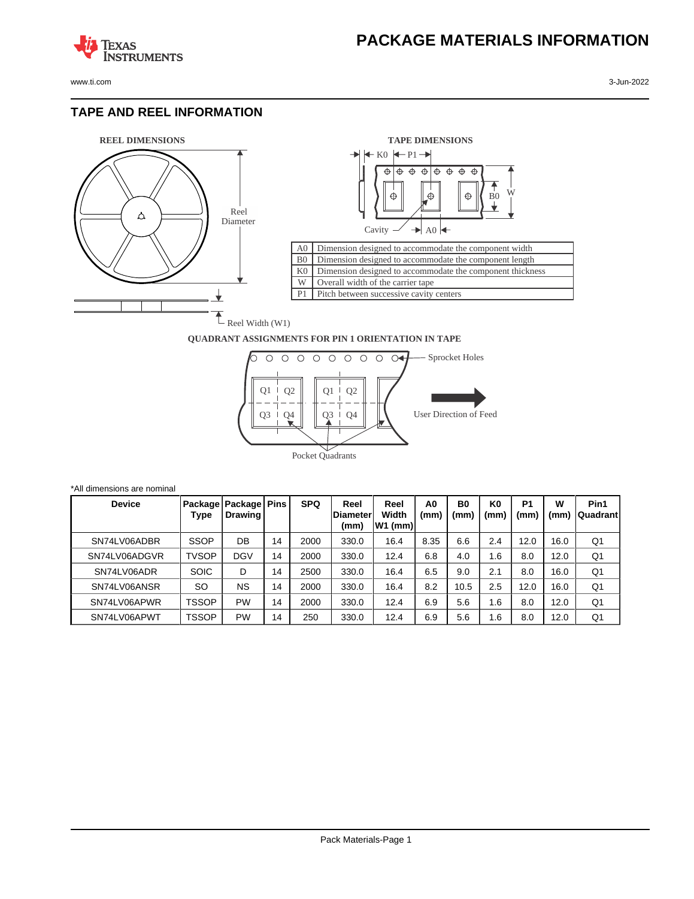# PACKAGE MATERIALS INFORMATION

## TAPE AND REEL INFORMATION

REEL DIMENSIONS

Reel Diameter

Reel Width (W1)

TAPE DIMENSIONS

K0 P1

B0 W

Cavity A0

| | |
|---|---|
| A0 | Dimension designed to accommodate the component width |
| B0 | Dimension designed to accommodate the component length |
| K0 | Dimension designed to accommodate the component thickness |
| W | Overall width of the carrier tape |
| P1 | Pitch between successive cavity centers |

QUADRANT ASSIGNMENTS FOR PIN 1 ORIENTATION IN TAPE

Sprocket Holes

Q1 Q2 Q3 Q4

User Direction of Feed

Pocket Quadrants

*All dimensions are nominal

| Device | Package Type | Package Drawing | Pins | SPQ | Reel Diameter (mm) | Reel Width W1 (mm) | A0 (mm) | B0 (mm) | K0 (mm) | P1 (mm) | W (mm) | Pin1 Quadrant |
|---|---|---|---|---|---|---|---|---|---|---|---|---|
| SN74LV06ADBR | SSOP | DB | 14 | 2000 | 330.0 | 16.4 | 8.35 | 6.6 | 2.4 | 12.0 | 16.0 | Q1 |
| SN74LV06ADGVR | TVSOP | DGV | 14 | 2000 | 330.0 | 12.4 | 6.8 | 4.0 | 1.6 | 8.0 | 12.0 | Q1 |
| SN74LV06ADR | SOIC | D | 14 | 2500 | 330.0 | 16.4 | 6.5 | 9.0 | 2.1 | 8.0 | 16.0 | Q1 |
| SN74LV06ANSR | SO | NS | 14 | 2000 | 330.0 | 16.4 | 8.2 | 10.5 | 2.5 | 12.0 | 16.0 | Q1 |
| SN74LV06APWR | TSSOP | PW | 14 | 2000 | 330.0 | 12.4 | 6.9 | 5.6 | 1.6 | 8.0 | 12.0 | Q1 |
| SN74LV06APWT | TSSOP | PW | 14 | 250 | 330.0 | 12.4 | 6.9 | 5.6 | 1.6 | 8.0 | 12.0 | Q1 |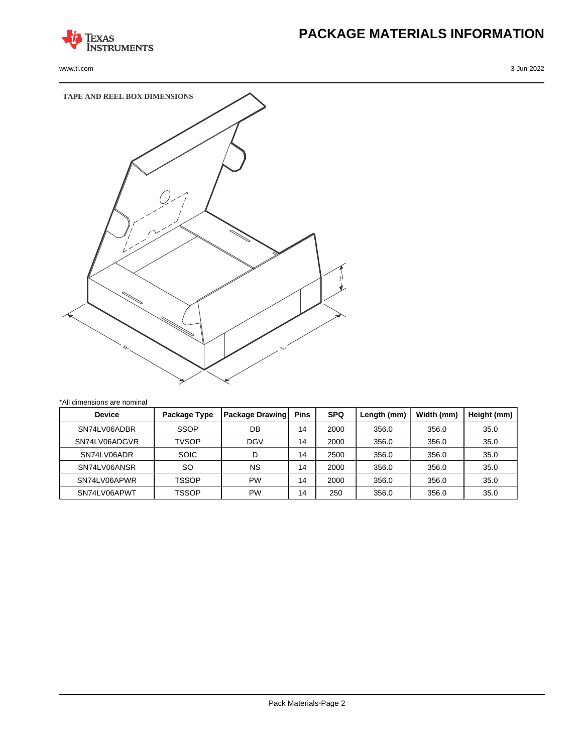# PACKAGE MATERIALS INFORMATION

**TAPE AND REEL BOX DIMENSIONS**

*All dimensions are nominal

| Device | Package Type | Package Drawing | Pins | SPQ | Length (mm) | Width (mm) | Height (mm) |
|---|---|---|---|---|---|---|---|
| SN74LV06ADBR | SSOP | DB | 14 | 2000 | 356.0 | 356.0 | 35.0 |
| SN74LV06ADGVR | TVSOP | DGV | 14 | 2000 | 356.0 | 356.0 | 35.0 |
| SN74LV06ADR | SOIC | D | 14 | 2500 | 356.0 | 356.0 | 35.0 |
| SN74LV06ANSR | SO | NS | 14 | 2000 | 356.0 | 356.0 | 35.0 |
| SN74LV06APWR | TSSOP | PW | 14 | 2000 | 356.0 | 356.0 | 35.0 |
| SN74LV06APWT | TSSOP | PW | 14 | 250 | 356.0 | 356.0 | 35.0 |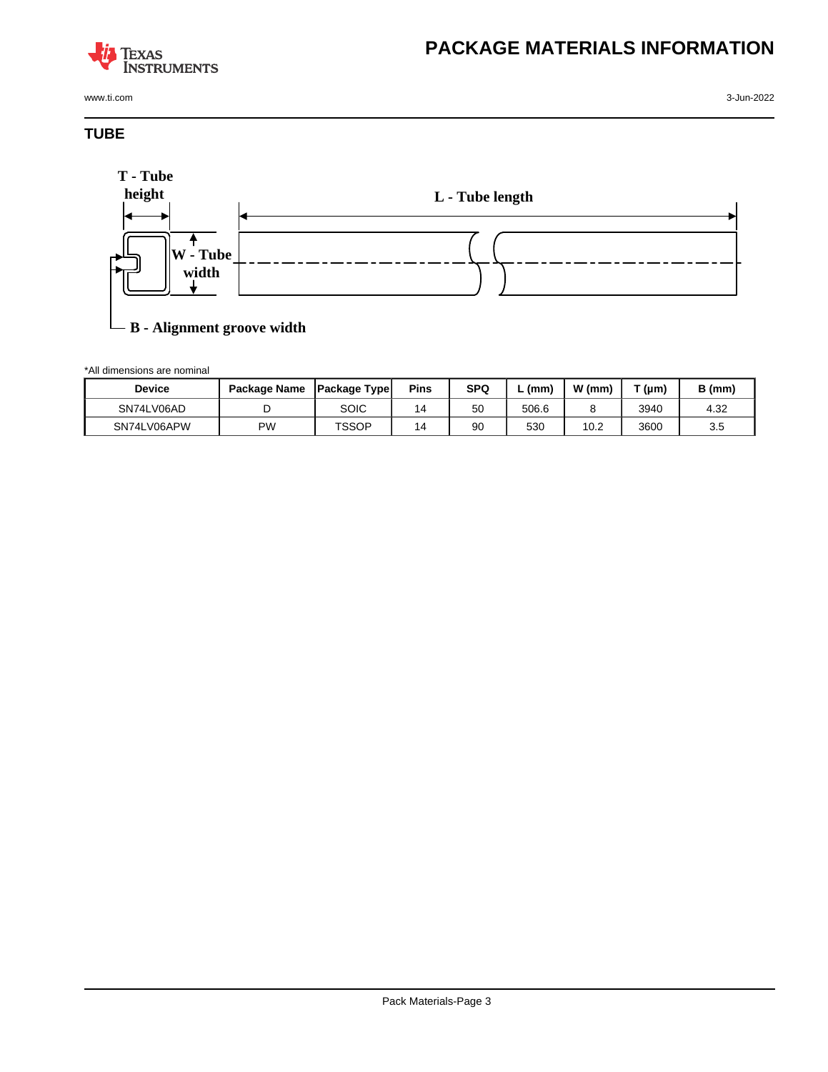## TUBE

T - Tube height

L - Tube length

W - Tube width

B - Alignment groove width

*All dimensions are nominal

| Device | Package Name | Package Type | Pins | SPQ | L (mm) | W (mm) | T (µm) | B (mm) |
|---|---|---|---|---|---|---|---|---|
| SN74LV06AD | D | SOIC | 14 | 50 | 506.6 | 8 | 3940 | 4.32 |
| SN74LV06APW | PW | TSSOP | 14 | 90 | 530 | 10.2 | 3600 | 3.5 |